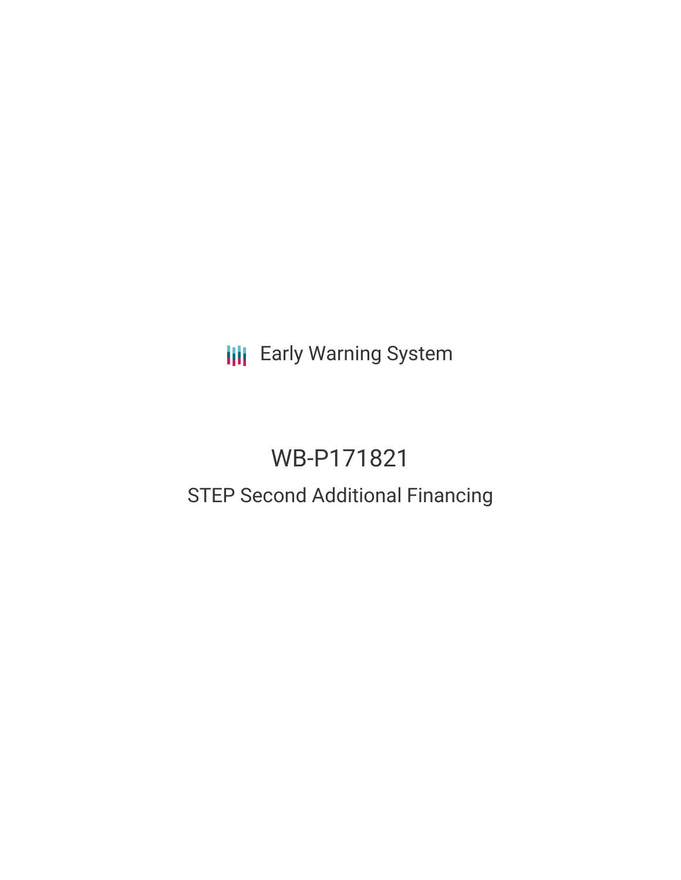Early Warning System

# WB-P171821

## STEP Second Additional Financing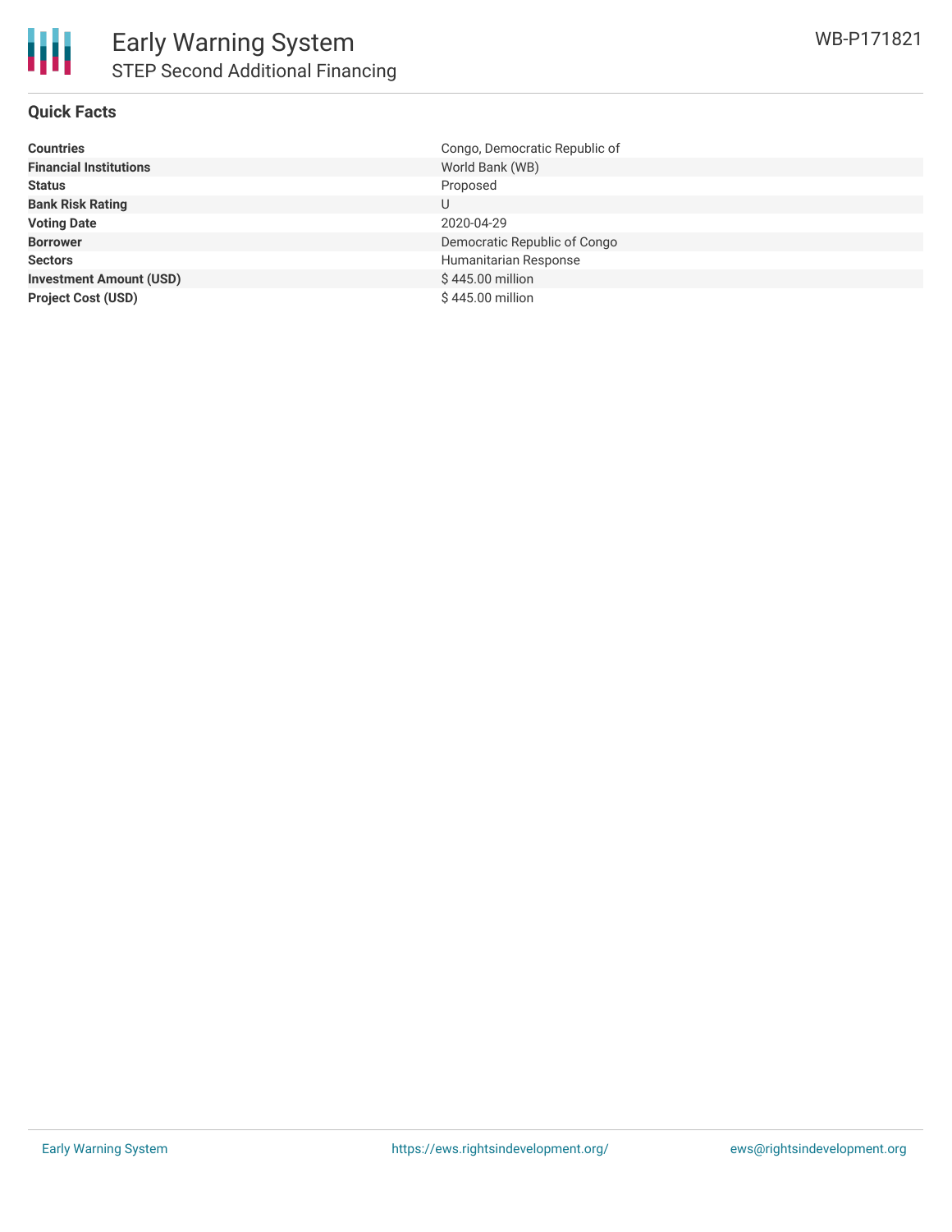# Early Warning System

## STEP Second Additional Financing

WB-P171821

### Quick Facts

| | |
|---|---|
| **Countries** | Congo, Democratic Republic of |
| **Financial Institutions** | World Bank (WB) |
| **Status** | Proposed |
| **Bank Risk Rating** | U |
| **Voting Date** | 2020-04-29 |
| **Borrower** | Democratic Republic of Congo |
| **Sectors** | Humanitarian Response |
| **Investment Amount (USD)** | $ 445.00 million |
| **Project Cost (USD)** | $ 445.00 million |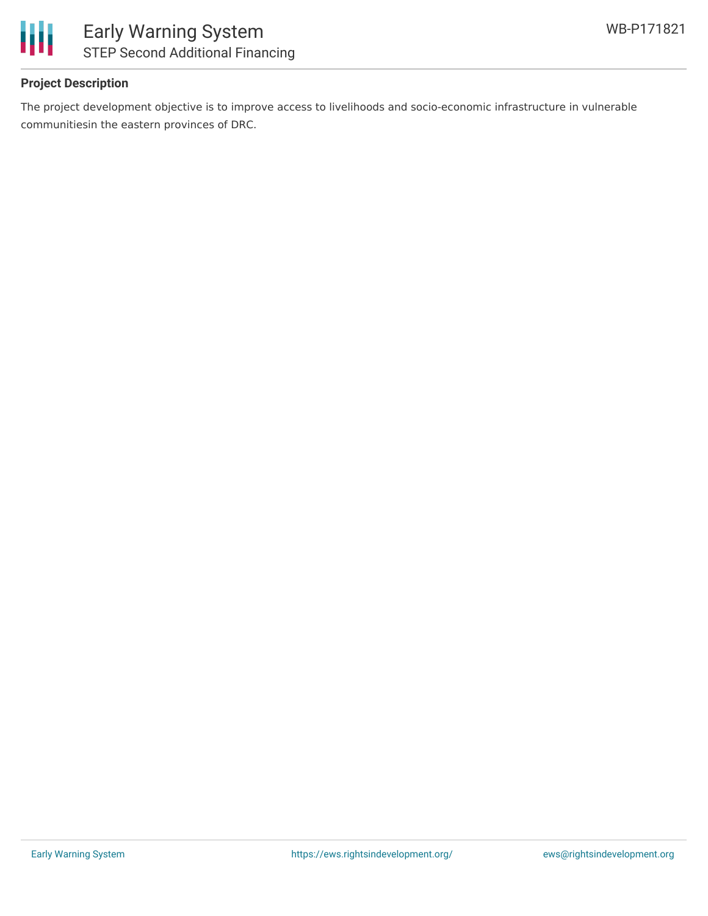## Project Description

The project development objective is to improve access to livelihoods and socio-economic infrastructure in vulnerable communitiesin the eastern provinces of DRC.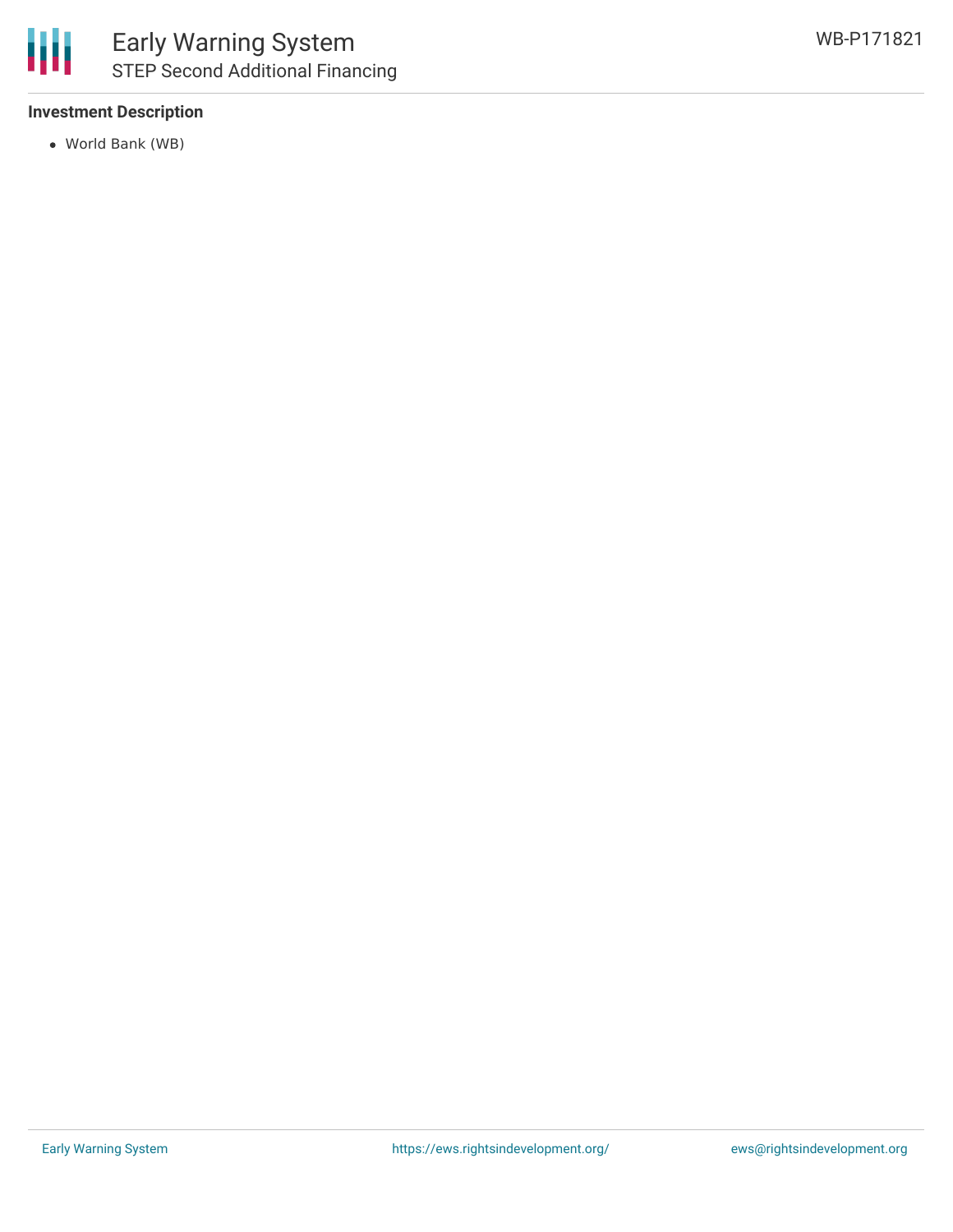### Investment Description

- World Bank (WB)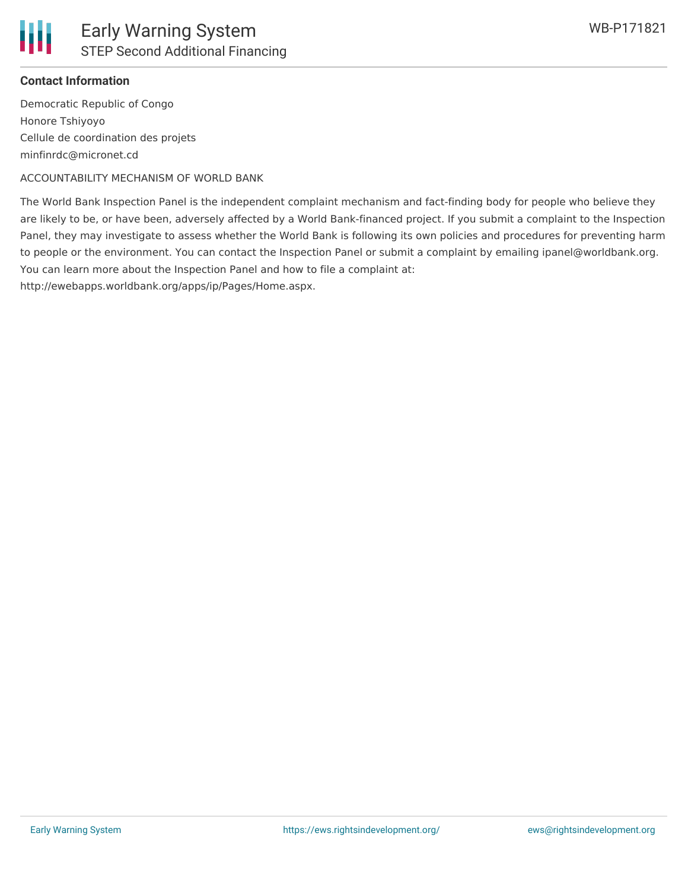**Contact Information**

Democratic Republic of Congo
Honore Tshiyoyo
Cellule de coordination des projets
minfinrdc@micronet.cd

ACCOUNTABILITY MECHANISM OF WORLD BANK

The World Bank Inspection Panel is the independent complaint mechanism and fact-finding body for people who believe they are likely to be, or have been, adversely affected by a World Bank-financed project. If you submit a complaint to the Inspection Panel, they may investigate to assess whether the World Bank is following its own policies and procedures for preventing harm to people or the environment. You can contact the Inspection Panel or submit a complaint by emailing ipanel@worldbank.org. You can learn more about the Inspection Panel and how to file a complaint at: http://ewebapps.worldbank.org/apps/ip/Pages/Home.aspx.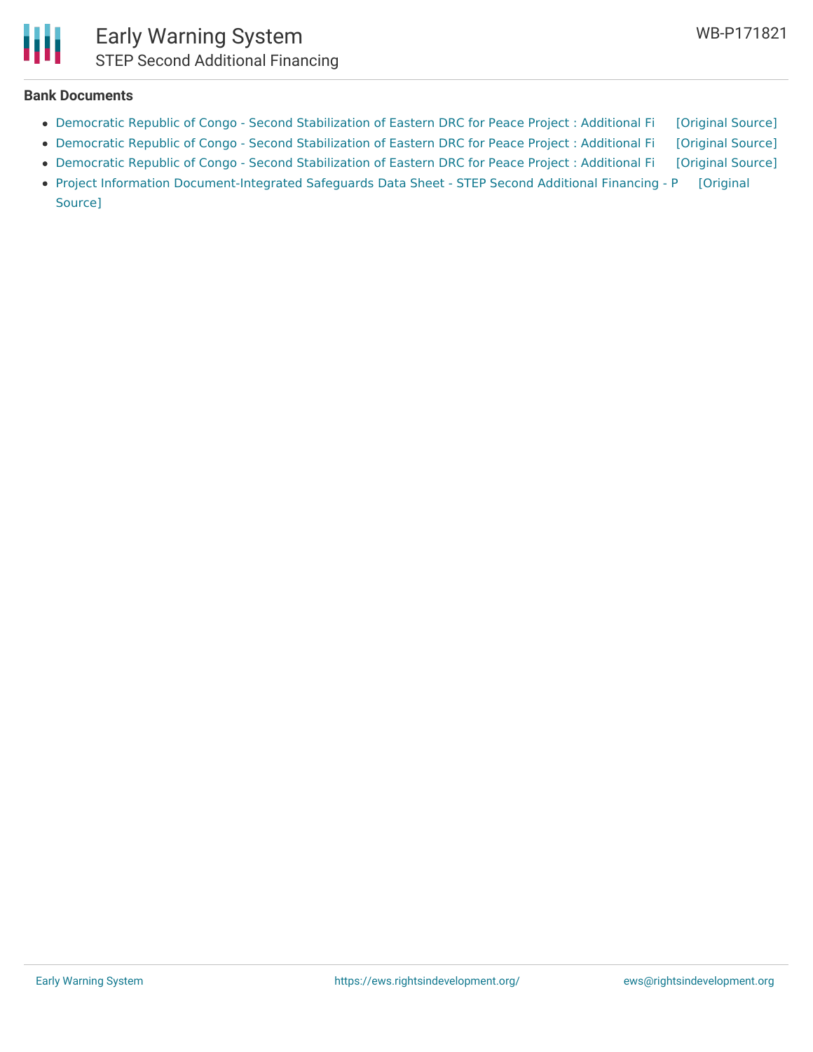**Bank Documents**

- Democratic Republic of Congo - Second Stabilization of Eastern DRC for Peace Project : Additional Fi [Original Source]
- Democratic Republic of Congo - Second Stabilization of Eastern DRC for Peace Project : Additional Fi [Original Source]
- Democratic Republic of Congo - Second Stabilization of Eastern DRC for Peace Project : Additional Fi [Original Source]
- Project Information Document-Integrated Safeguards Data Sheet - STEP Second Additional Financing - P [Original Source]